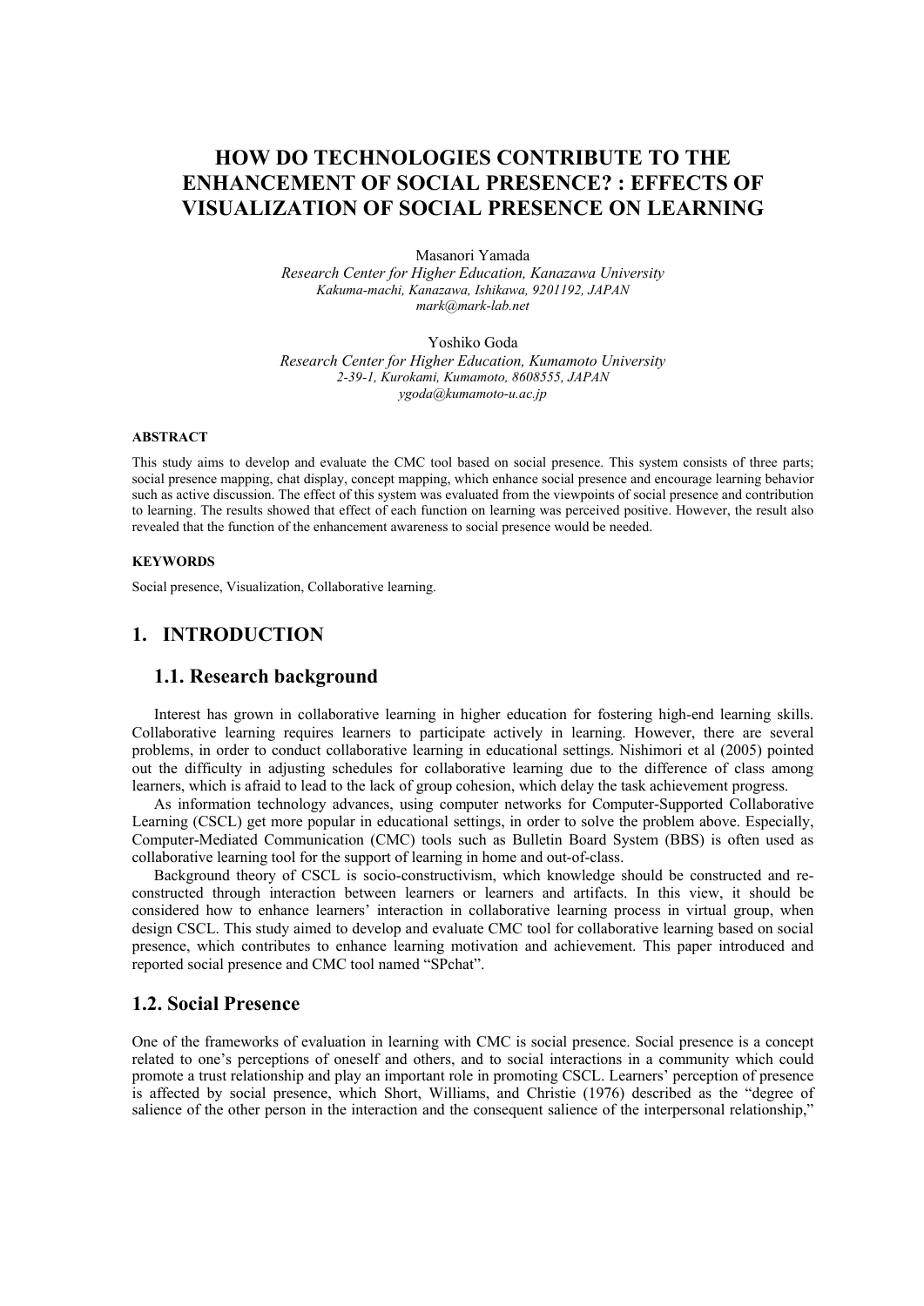# HOW DO TECHNOLOGIES CONTRIBUTE TO THE ENHANCEMENT OF SOCIAL PRESENCE? : EFFECTS OF VISUALIZATION OF SOCIAL PRESENCE ON LEARNING

Masanori Yamada
*Research Center for Higher Education, Kanazawa University*
*Kakuma-machi, Kanazawa, Ishikawa, 9201192, JAPAN*
*mark@mark-lab.net*

Yoshiko Goda
*Research Center for Higher Education, Kumamoto University*
*2-39-1, Kurokami, Kumamoto, 8608555, JAPAN*
*ygoda@kumamoto-u.ac.jp*

#### ABSTRACT

This study aims to develop and evaluate the CMC tool based on social presence. This system consists of three parts; social presence mapping, chat display, concept mapping, which enhance social presence and encourage learning behavior such as active discussion. The effect of this system was evaluated from the viewpoints of social presence and contribution to learning. The results showed that effect of each function on learning was perceived positive. However, the result also revealed that the function of the enhancement awareness to social presence would be needed.

#### KEYWORDS

Social presence, Visualization, Collaborative learning.

## 1. INTRODUCTION

### 1.1. Research background

Interest has grown in collaborative learning in higher education for fostering high-end learning skills. Collaborative learning requires learners to participate actively in learning. However, there are several problems, in order to conduct collaborative learning in educational settings. Nishimori et al (2005) pointed out the difficulty in adjusting schedules for collaborative learning due to the difference of class among learners, which is afraid to lead to the lack of group cohesion, which delay the task achievement progress.

As information technology advances, using computer networks for Computer-Supported Collaborative Learning (CSCL) get more popular in educational settings, in order to solve the problem above. Especially, Computer-Mediated Communication (CMC) tools such as Bulletin Board System (BBS) is often used as collaborative learning tool for the support of learning in home and out-of-class.

Background theory of CSCL is socio-constructivism, which knowledge should be constructed and re-constructed through interaction between learners or learners and artifacts. In this view, it should be considered how to enhance learners' interaction in collaborative learning process in virtual group, when design CSCL. This study aimed to develop and evaluate CMC tool for collaborative learning based on social presence, which contributes to enhance learning motivation and achievement. This paper introduced and reported social presence and CMC tool named "SPchat".

### 1.2. Social Presence

One of the frameworks of evaluation in learning with CMC is social presence. Social presence is a concept related to one's perceptions of oneself and others, and to social interactions in a community which could promote a trust relationship and play an important role in promoting CSCL. Learners' perception of presence is affected by social presence, which Short, Williams, and Christie (1976) described as the "degree of salience of the other person in the interaction and the consequent salience of the interpersonal relationship,"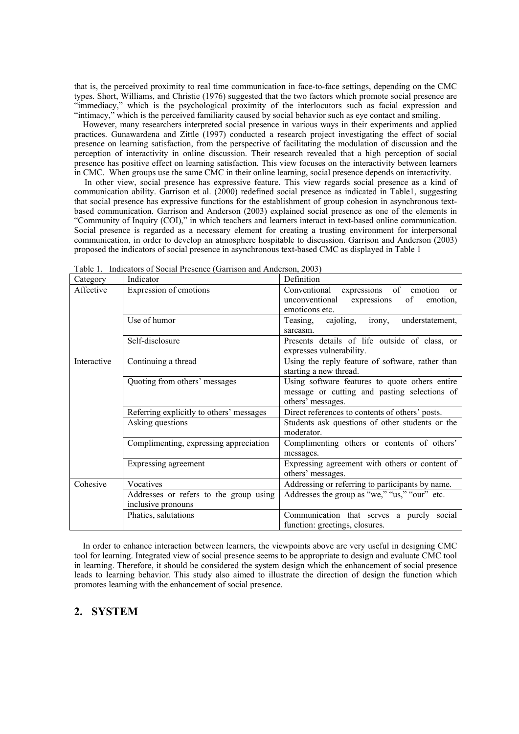that is, the perceived proximity to real time communication in face-to-face settings, depending on the CMC types. Short, Williams, and Christie (1976) suggested that the two factors which promote social presence are "immediacy," which is the psychological proximity of the interlocutors such as facial expression and "intimacy," which is the perceived familiarity caused by social behavior such as eye contact and smiling.

However, many researchers interpreted social presence in various ways in their experiments and applied practices. Gunawardena and Zittle (1997) conducted a research project investigating the effect of social presence on learning satisfaction, from the perspective of facilitating the modulation of discussion and the perception of interactivity in online discussion. Their research revealed that a high perception of social presence has positive effect on learning satisfaction. This view focuses on the interactivity between learners in CMC. When groups use the same CMC in their online learning, social presence depends on interactivity.

In other view, social presence has expressive feature. This view regards social presence as a kind of communication ability. Garrison et al. (2000) redefined social presence as indicated in Table1, suggesting that social presence has expressive functions for the establishment of group cohesion in asynchronous text-based communication. Garrison and Anderson (2003) explained social presence as one of the elements in "Community of Inquiry (COI)," in which teachers and learners interact in text-based online communication. Social presence is regarded as a necessary element for creating a trusting environment for interpersonal communication, in order to develop an atmosphere hospitable to discussion. Garrison and Anderson (2003) proposed the indicators of social presence in asynchronous text-based CMC as displayed in Table 1

Table 1. Indicators of Social Presence (Garrison and Anderson, 2003)

| Category | Indicator | Definition |
|---|---|---|
| Affective | Expression of emotions | Conventional expressions of emotion or unconventional expressions of emotion, emoticons etc. |
| | Use of humor | Teasing, cajoling, irony, understatement, sarcasm. |
| | Self-disclosure | Presents details of life outside of class, or expresses vulnerability. |
| Interactive | Continuing a thread | Using the reply feature of software, rather than starting a new thread. |
| | Quoting from others' messages | Using software features to quote others entire message or cutting and pasting selections of others' messages. |
| | Referring explicitly to others' messages | Direct references to contents of others' posts. |
| | Asking questions | Students ask questions of other students or the moderator. |
| | Complimenting, expressing appreciation | Complimenting others or contents of others' messages. |
| | Expressing agreement | Expressing agreement with others or content of others' messages. |
| Cohesive | Vocatives | Addressing or referring to participants by name. |
| | Addresses or refers to the group using inclusive pronouns | Addresses the group as "we," "us," "our" etc. |
| | Phatics, salutations | Communication that serves a purely social function: greetings, closures. |

In order to enhance interaction between learners, the viewpoints above are very useful in designing CMC tool for learning. Integrated view of social presence seems to be appropriate to design and evaluate CMC tool in learning. Therefore, it should be considered the system design which the enhancement of social presence leads to learning behavior. This study also aimed to illustrate the direction of design the function which promotes learning with the enhancement of social presence.

## 2. SYSTEM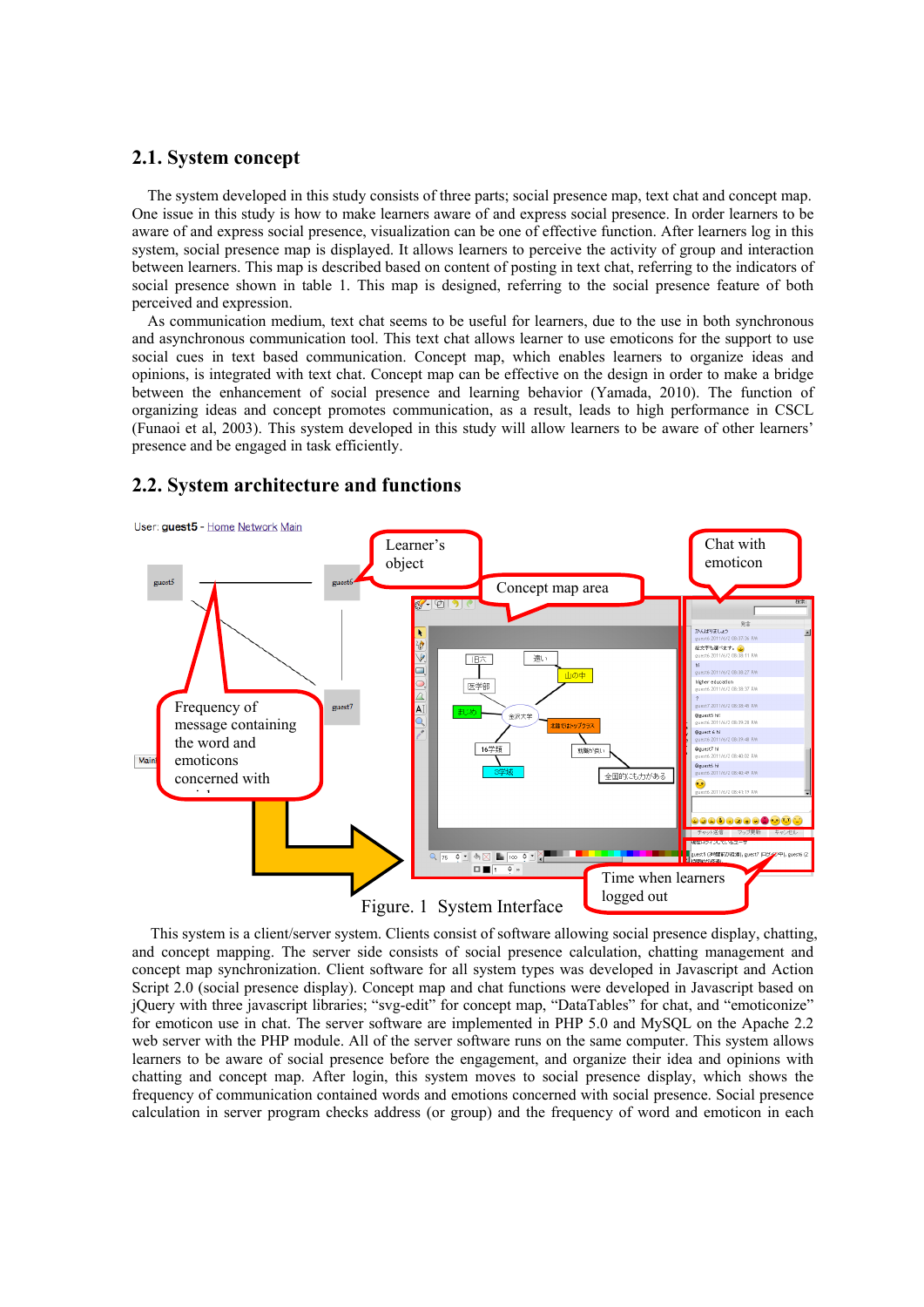## 2.1. System concept

The system developed in this study consists of three parts; social presence map, text chat and concept map. One issue in this study is how to make learners aware of and express social presence. In order learners to be aware of and express social presence, visualization can be one of effective function. After learners log in this system, social presence map is displayed. It allows learners to perceive the activity of group and interaction between learners. This map is described based on content of posting in text chat, referring to the indicators of social presence shown in table 1. This map is designed, referring to the social presence feature of both perceived and expression.

As communication medium, text chat seems to be useful for learners, due to the use in both synchronous and asynchronous communication tool. This text chat allows learner to use emoticons for the support to use social cues in text based communication. Concept map, which enables learners to organize ideas and opinions, is integrated with text chat. Concept map can be effective on the design in order to make a bridge between the enhancement of social presence and learning behavior (Yamada, 2010). The function of organizing ideas and concept promotes communication, as a result, leads to high performance in CSCL (Funaoi et al, 2003). This system developed in this study will allow learners to be aware of other learners' presence and be engaged in task efficiently.

## 2.2. System architecture and functions

Figure. 1 System Interface

This system is a client/server system. Clients consist of software allowing social presence display, chatting, and concept mapping. The server side consists of social presence calculation, chatting management and concept map synchronization. Client software for all system types was developed in Javascript and Action Script 2.0 (social presence display). Concept map and chat functions were developed in Javascript based on jQuery with three javascript libraries; "svg-edit" for concept map, "DataTables" for chat, and "emoticonize" for emoticon use in chat. The server software are implemented in PHP 5.0 and MySQL on the Apache 2.2 web server with the PHP module. All of the server software runs on the same computer. This system allows learners to be aware of social presence before the engagement, and organize their idea and opinions with chatting and concept map. After login, this system moves to social presence display, which shows the frequency of communication contained words and emotions concerned with social presence. Social presence calculation in server program checks address (or group) and the frequency of word and emoticon in each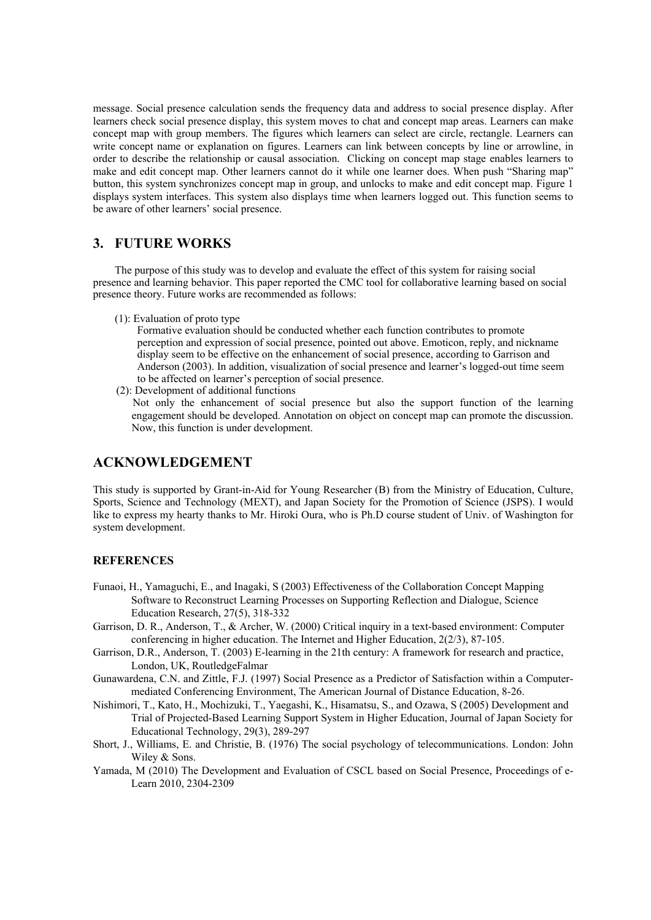message. Social presence calculation sends the frequency data and address to social presence display. After learners check social presence display, this system moves to chat and concept map areas. Learners can make concept map with group members. The figures which learners can select are circle, rectangle. Learners can write concept name or explanation on figures. Learners can link between concepts by line or arrowline, in order to describe the relationship or causal association. Clicking on concept map stage enables learners to make and edit concept map. Other learners cannot do it while one learner does. When push "Sharing map" button, this system synchronizes concept map in group, and unlocks to make and edit concept map. Figure 1 displays system interfaces. This system also displays time when learners logged out. This function seems to be aware of other learners' social presence.

## 3. FUTURE WORKS

The purpose of this study was to develop and evaluate the effect of this system for raising social presence and learning behavior. This paper reported the CMC tool for collaborative learning based on social presence theory. Future works are recommended as follows:

(1): Evaluation of proto type

Formative evaluation should be conducted whether each function contributes to promote perception and expression of social presence, pointed out above. Emoticon, reply, and nickname display seem to be effective on the enhancement of social presence, according to Garrison and Anderson (2003). In addition, visualization of social presence and learner's logged-out time seem to be affected on learner's perception of social presence.

(2): Development of additional functions

Not only the enhancement of social presence but also the support function of the learning engagement should be developed. Annotation on object on concept map can promote the discussion. Now, this function is under development.

## ACKNOWLEDGEMENT

This study is supported by Grant-in-Aid for Young Researcher (B) from the Ministry of Education, Culture, Sports, Science and Technology (MEXT), and Japan Society for the Promotion of Science (JSPS). I would like to express my hearty thanks to Mr. Hiroki Oura, who is Ph.D course student of Univ. of Washington for system development.

### REFERENCES

Funaoi, H., Yamaguchi, E., and Inagaki, S (2003) Effectiveness of the Collaboration Concept Mapping Software to Reconstruct Learning Processes on Supporting Reflection and Dialogue, Science Education Research, 27(5), 318-332

Garrison, D. R., Anderson, T., & Archer, W. (2000) Critical inquiry in a text-based environment: Computer conferencing in higher education. The Internet and Higher Education, 2(2/3), 87-105.

Garrison, D.R., Anderson, T. (2003) E-learning in the 21th century: A framework for research and practice, London, UK, RoutledgeFalmar

Gunawardena, C.N. and Zittle, F.J. (1997) Social Presence as a Predictor of Satisfaction within a Computer-mediated Conferencing Environment, The American Journal of Distance Education, 8-26.

Nishimori, T., Kato, H., Mochizuki, T., Yaegashi, K., Hisamatsu, S., and Ozawa, S (2005) Development and Trial of Projected-Based Learning Support System in Higher Education, Journal of Japan Society for Educational Technology, 29(3), 289-297

Short, J., Williams, E. and Christie, B. (1976) The social psychology of telecommunications. London: John Wiley & Sons.

Yamada, M (2010) The Development and Evaluation of CSCL based on Social Presence, Proceedings of e-Learn 2010, 2304-2309